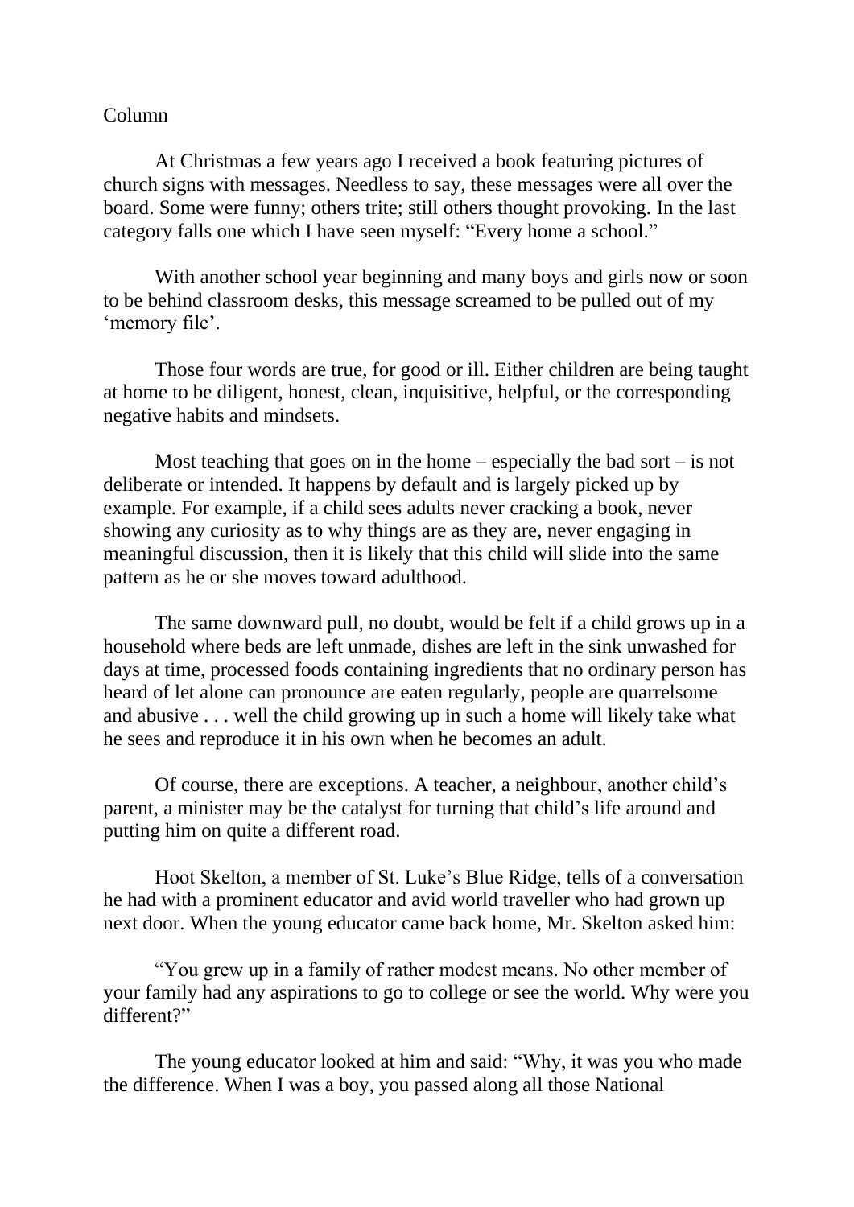Column

At Christmas a few years ago I received a book featuring pictures of church signs with messages. Needless to say, these messages were all over the board. Some were funny; others trite; still others thought provoking. In the last category falls one which I have seen myself: "Every home a school."

With another school year beginning and many boys and girls now or soon to be behind classroom desks, this message screamed to be pulled out of my 'memory file'.

Those four words are true, for good or ill. Either children are being taught at home to be diligent, honest, clean, inquisitive, helpful, or the corresponding negative habits and mindsets.

Most teaching that goes on in the home – especially the bad sort – is not deliberate or intended. It happens by default and is largely picked up by example. For example, if a child sees adults never cracking a book, never showing any curiosity as to why things are as they are, never engaging in meaningful discussion, then it is likely that this child will slide into the same pattern as he or she moves toward adulthood.

The same downward pull, no doubt, would be felt if a child grows up in a household where beds are left unmade, dishes are left in the sink unwashed for days at time, processed foods containing ingredients that no ordinary person has heard of let alone can pronounce are eaten regularly, people are quarrelsome and abusive . . . well the child growing up in such a home will likely take what he sees and reproduce it in his own when he becomes an adult.

Of course, there are exceptions. A teacher, a neighbour, another child's parent, a minister may be the catalyst for turning that child's life around and putting him on quite a different road.

Hoot Skelton, a member of St. Luke's Blue Ridge, tells of a conversation he had with a prominent educator and avid world traveller who had grown up next door. When the young educator came back home, Mr. Skelton asked him:

"You grew up in a family of rather modest means. No other member of your family had any aspirations to go to college or see the world. Why were you different?"

The young educator looked at him and said: "Why, it was you who made the difference. When I was a boy, you passed along all those National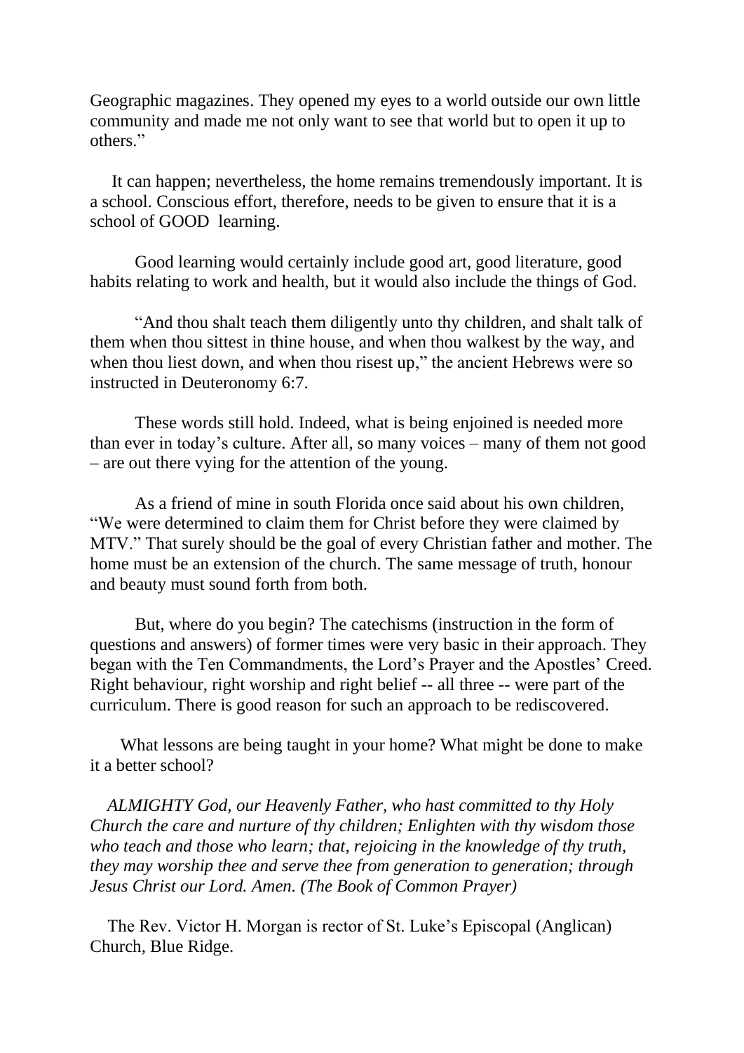Geographic magazines. They opened my eyes to a world outside our own little community and made me not only want to see that world but to open it up to others."

It can happen; nevertheless, the home remains tremendously important. It is a school. Conscious effort, therefore, needs to be given to ensure that it is a school of GOOD learning.

Good learning would certainly include good art, good literature, good habits relating to work and health, but it would also include the things of God.

"And thou shalt teach them diligently unto thy children, and shalt talk of them when thou sittest in thine house, and when thou walkest by the way, and when thou liest down, and when thou risest up," the ancient Hebrews were so instructed in Deuteronomy 6:7.

These words still hold. Indeed, what is being enjoined is needed more than ever in today's culture. After all, so many voices – many of them not good – are out there vying for the attention of the young.

As a friend of mine in south Florida once said about his own children, "We were determined to claim them for Christ before they were claimed by MTV." That surely should be the goal of every Christian father and mother. The home must be an extension of the church. The same message of truth, honour and beauty must sound forth from both.

But, where do you begin? The catechisms (instruction in the form of questions and answers) of former times were very basic in their approach. They began with the Ten Commandments, the Lord's Prayer and the Apostles' Creed. Right behaviour, right worship and right belief -- all three -- were part of the curriculum. There is good reason for such an approach to be rediscovered.

What lessons are being taught in your home? What might be done to make it a better school?

*ALMIGHTY God, our Heavenly Father, who hast committed to thy Holy Church the care and nurture of thy children; Enlighten with thy wisdom those who teach and those who learn; that, rejoicing in the knowledge of thy truth, they may worship thee and serve thee from generation to generation; through Jesus Christ our Lord. Amen. (The Book of Common Prayer)*

The Rev. Victor H. Morgan is rector of St. Luke's Episcopal (Anglican) Church, Blue Ridge.